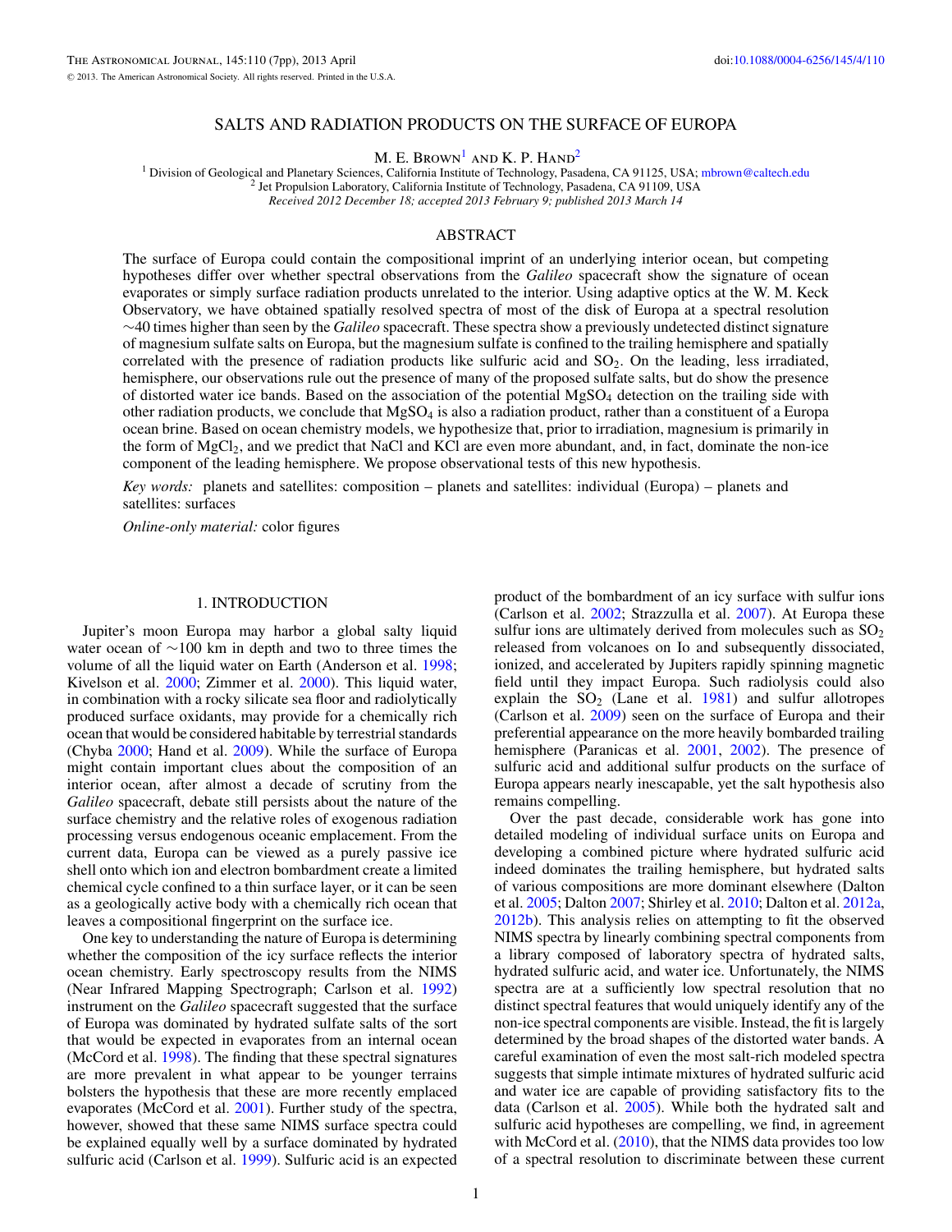# SALTS AND RADIATION PRODUCTS ON THE SURFACE OF EUROPA

M. E. Brown[1] and K. P. Hand[2]

[1] Division of Geological and Planetary Sciences, California Institute of Technology, Pasadena, CA 91125, USA; mbrown@caltech.edu
[2] Jet Propulsion Laboratory, California Institute of Technology, Pasadena, CA 91109, USA

*Received 2012 December 18; accepted 2013 February 9; published 2013 March 14*

## ABSTRACT

The surface of Europa could contain the compositional imprint of an underlying interior ocean, but competing hypotheses differ over whether spectral observations from the *Galileo* spacecraft show the signature of ocean evaporates or simply surface radiation products unrelated to the interior. Using adaptive optics at the W. M. Keck Observatory, we have obtained spatially resolved spectra of most of the disk of Europa at a spectral resolution ~40 times higher than seen by the *Galileo* spacecraft. These spectra show a previously undetected distinct signature of magnesium sulfate salts on Europa, but the magnesium sulfate is confined to the trailing hemisphere and spatially correlated with the presence of radiation products like sulfuric acid and $SO_2$. On the leading, less irradiated, hemisphere, our observations rule out the presence of many of the proposed sulfate salts, but do show the presence of distorted water ice bands. Based on the association of the potential $MgSO_4$ detection on the trailing side with other radiation products, we conclude that $MgSO_4$ is also a radiation product, rather than a constituent of a Europa ocean brine. Based on ocean chemistry models, we hypothesize that, prior to irradiation, magnesium is primarily in the form of $MgCl_2$, and we predict that NaCl and KCl are even more abundant, and, in fact, dominate the non-ice component of the leading hemisphere. We propose observational tests of this new hypothesis.

*Key words:* planets and satellites: composition – planets and satellites: individual (Europa) – planets and satellites: surfaces

*Online-only material:* color figures

## 1. INTRODUCTION

Jupiter's moon Europa may harbor a global salty liquid water ocean of ~100 km in depth and two to three times the volume of all the liquid water on Earth (Anderson et al. 1998; Kivelson et al. 2000; Zimmer et al. 2000). This liquid water, in combination with a rocky silicate sea floor and radiolytically produced surface oxidants, may provide for a chemically rich ocean that would be considered habitable by terrestrial standards (Chyba 2000; Hand et al. 2009). While the surface of Europa might contain important clues about the composition of an interior ocean, after almost a decade of scrutiny from the *Galileo* spacecraft, debate still persists about the nature of the surface chemistry and the relative roles of exogenous radiation processing versus endogenous oceanic emplacement. From the current data, Europa can be viewed as a purely passive ice shell onto which ion and electron bombardment create a limited chemical cycle confined to a thin surface layer, or it can be seen as a geologically active body with a chemically rich ocean that leaves a compositional fingerprint on the surface ice.

One key to understanding the nature of Europa is determining whether the composition of the icy surface reflects the interior ocean chemistry. Early spectroscopy results from the NIMS (Near Infrared Mapping Spectrograph; Carlson et al. 1992) instrument on the *Galileo* spacecraft suggested that the surface of Europa was dominated by hydrated sulfate salts of the sort that would be expected in evaporates from an internal ocean (McCord et al. 1998). The finding that these spectral signatures are more prevalent in what appear to be younger terrains bolsters the hypothesis that these are more recently emplaced evaporates (McCord et al. 2001). Further study of the spectra, however, showed that these same NIMS surface spectra could be explained equally well by a surface dominated by hydrated sulfuric acid (Carlson et al. 1999). Sulfuric acid is an expected product of the bombardment of an icy surface with sulfur ions (Carlson et al. 2002; Strazzulla et al. 2007). At Europa these sulfur ions are ultimately derived from molecules such as $SO_2$ released from volcanoes on Io and subsequently dissociated, ionized, and accelerated by Jupiters rapidly spinning magnetic field until they impact Europa. Such radiolysis could also explain the $SO_2$ (Lane et al. 1981) and sulfur allotropes (Carlson et al. 2009) seen on the surface of Europa and their preferential appearance on the more heavily bombarded trailing hemisphere (Paranicas et al. 2001, 2002). The presence of sulfuric acid and additional sulfur products on the surface of Europa appears nearly inescapable, yet the salt hypothesis also remains compelling.

Over the past decade, considerable work has gone into detailed modeling of individual surface units on Europa and developing a combined picture where hydrated sulfuric acid indeed dominates the trailing hemisphere, but hydrated salts of various compositions are more dominant elsewhere (Dalton et al. 2005; Dalton 2007; Shirley et al. 2010; Dalton et al. 2012a, 2012b). This analysis relies on attempting to fit the observed NIMS spectra by linearly combining spectral components from a library composed of laboratory spectra of hydrated salts, hydrated sulfuric acid, and water ice. Unfortunately, the NIMS spectra are at a sufficiently low spectral resolution that no distinct spectral features that would uniquely identify any of the non-ice spectral components are visible. Instead, the fit is largely determined by the broad shapes of the distorted water bands. A careful examination of even the most salt-rich modeled spectra suggests that simple intimate mixtures of hydrated sulfuric acid and water ice are capable of providing satisfactory fits to the data (Carlson et al. 2005). While both the hydrated salt and sulfuric acid hypotheses are compelling, we find, in agreement with McCord et al. (2010), that the NIMS data provides too low of a spectral resolution to discriminate between these current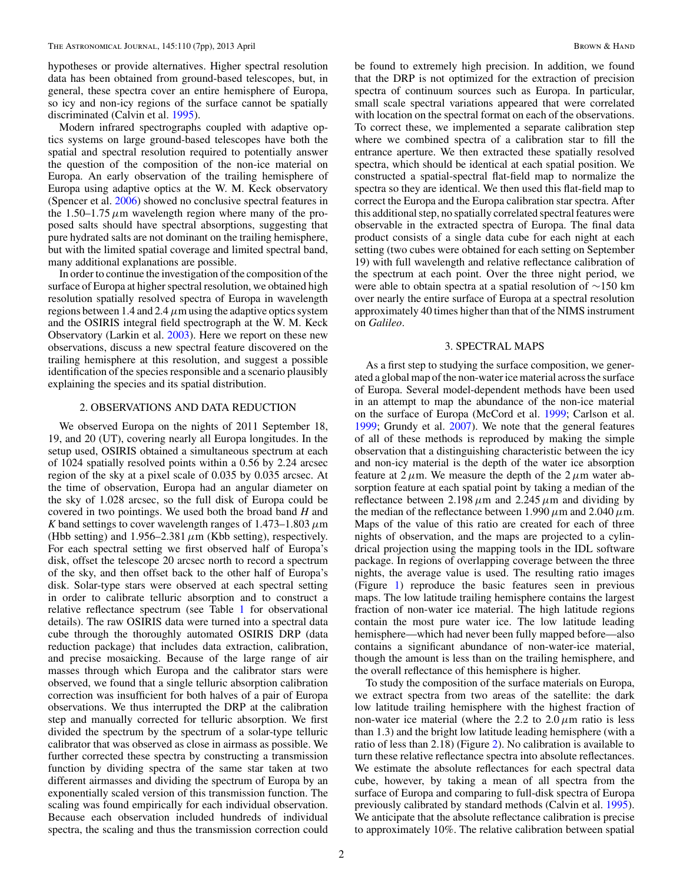hypotheses or provide alternatives. Higher spectral resolution data has been obtained from ground-based telescopes, but, in general, these spectra cover an entire hemisphere of Europa, so icy and non-icy regions of the surface cannot be spatially discriminated (Calvin et al. 1995).

Modern infrared spectrographs coupled with adaptive optics systems on large ground-based telescopes have both the spatial and spectral resolution required to potentially answer the question of the composition of the non-ice material on Europa. An early observation of the trailing hemisphere of Europa using adaptive optics at the W. M. Keck observatory (Spencer et al. 2006) showed no conclusive spectral features in the 1.50–1.75 $\mu$m wavelength region where many of the proposed salts should have spectral absorptions, suggesting that pure hydrated salts are not dominant on the trailing hemisphere, but with the limited spatial coverage and limited spectral band, many additional explanations are possible.

In order to continue the investigation of the composition of the surface of Europa at higher spectral resolution, we obtained high resolution spatially resolved spectra of Europa in wavelength regions between 1.4 and 2.4 $\mu$m using the adaptive optics system and the OSIRIS integral field spectrograph at the W. M. Keck Observatory (Larkin et al. 2003). Here we report on these new observations, discuss a new spectral feature discovered on the trailing hemisphere at this resolution, and suggest a possible identification of the species responsible and a scenario plausibly explaining the species and its spatial distribution.

## 2. OBSERVATIONS AND DATA REDUCTION

We observed Europa on the nights of 2011 September 18, 19, and 20 (UT), covering nearly all Europa longitudes. In the setup used, OSIRIS obtained a simultaneous spectrum at each of 1024 spatially resolved points within a 0.56 by 2.24 arcsec region of the sky at a pixel scale of 0.035 by 0.035 arcsec. At the time of observation, Europa had an angular diameter on the sky of 1.028 arcsec, so the full disk of Europa could be covered in two pointings. We used both the broad band *H* and *K* band settings to cover wavelength ranges of 1.473–1.803 $\mu$m (Hbb setting) and 1.956–2.381 $\mu$m (Kbb setting), respectively. For each spectral setting we first observed half of Europa's disk, offset the telescope 20 arcsec north to record a spectrum of the sky, and then offset back to the other half of Europa's disk. Solar-type stars were observed at each spectral setting in order to calibrate telluric absorption and to construct a relative reflectance spectrum (see Table 1 for observational details). The raw OSIRIS data were turned into a spectral data cube through the thoroughly automated OSIRIS DRP (data reduction package) that includes data extraction, calibration, and precise mosaicking. Because of the large range of air masses through which Europa and the calibrator stars were observed, we found that a single telluric absorption calibration correction was insufficient for both halves of a pair of Europa observations. We thus interrupted the DRP at the calibration step and manually corrected for telluric absorption. We first divided the spectrum by the spectrum of a solar-type telluric calibrator that was observed as close in airmass as possible. We further corrected these spectra by constructing a transmission function by dividing spectra of the same star taken at two different airmasses and dividing the spectrum of Europa by an exponentially scaled version of this transmission function. The scaling was found empirically for each individual observation. Because each observation included hundreds of individual spectra, the scaling and thus the transmission correction could be found to extremely high precision. In addition, we found that the DRP is not optimized for the extraction of precision spectra of continuum sources such as Europa. In particular, small scale spectral variations appeared that were correlated with location on the spectral format on each of the observations. To correct these, we implemented a separate calibration step where we combined spectra of a calibration star to fill the entrance aperture. We then extracted these spatially resolved spectra, which should be identical at each spatial position. We constructed a spatial-spectral flat-field map to normalize the spectra so they are identical. We then used this flat-field map to correct the Europa and the Europa calibration star spectra. After this additional step, no spatially correlated spectral features were observable in the extracted spectra of Europa. The final data product consists of a single data cube for each night at each setting (two cubes were obtained for each setting on September 19) with full wavelength and relative reflectance calibration of the spectrum at each point. Over the three night period, we were able to obtain spectra at a spatial resolution of ~150 km over nearly the entire surface of Europa at a spectral resolution approximately 40 times higher than that of the NIMS instrument on *Galileo*.

## 3. SPECTRAL MAPS

As a first step to studying the surface composition, we generated a global map of the non-water ice material across the surface of Europa. Several model-dependent methods have been used in an attempt to map the abundance of the non-ice material on the surface of Europa (McCord et al. 1999; Carlson et al. 1999; Grundy et al. 2007). We note that the general features of all of these methods is reproduced by making the simple observation that a distinguishing characteristic between the icy and non-icy material is the depth of the water ice absorption feature at 2 $\mu$m. We measure the depth of the 2 $\mu$m water absorption feature at each spatial point by taking a median of the reflectance between 2.198 $\mu$m and 2.245 $\mu$m and dividing by the median of the reflectance between 1.990 $\mu$m and 2.040 $\mu$m. Maps of the value of this ratio are created for each of three nights of observation, and the maps are projected to a cylindrical projection using the mapping tools in the IDL software package. In regions of overlapping coverage between the three nights, the average value is used. The resulting ratio images (Figure 1) reproduce the basic features seen in previous maps. The low latitude trailing hemisphere contains the largest fraction of non-water ice material. The high latitude regions contain the most pure water ice. The low latitude leading hemisphere—which had never been fully mapped before—also contains a significant abundance of non-water-ice material, though the amount is less than on the trailing hemisphere, and the overall reflectance of this hemisphere is higher.

To study the composition of the surface materials on Europa, we extract spectra from two areas of the satellite: the dark low latitude trailing hemisphere with the highest fraction of non-water ice material (where the 2.2 to 2.0 $\mu$m ratio is less than 1.3) and the bright low latitude leading hemisphere (with a ratio of less than 2.18) (Figure 2). No calibration is available to turn these relative reflectance spectra into absolute reflectances. We estimate the absolute reflectances for each spectral data cube, however, by taking a mean of all spectra from the surface of Europa and comparing to full-disk spectra of Europa previously calibrated by standard methods (Calvin et al. 1995). We anticipate that the absolute reflectance calibration is precise to approximately 10%. The relative calibration between spatial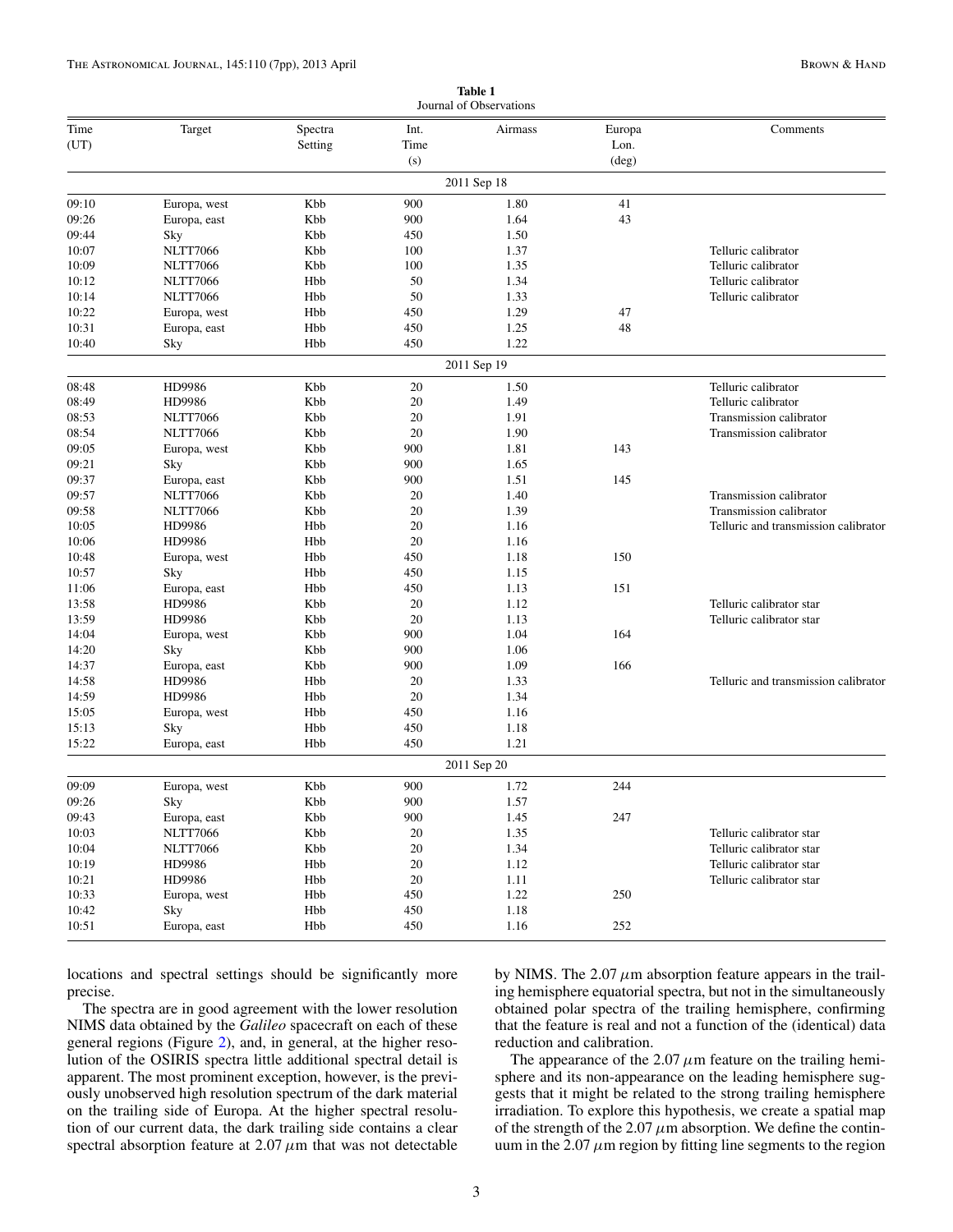**Table 1**
Journal of Observations

| Time (UT) | Target | Spectra Setting | Int. Time (s) | Airmass | Europa Lon. (deg) | Comments |
|---|---|---|---|---|---|---|
| | | | 2011 Sep 18 | | | |
| 09:10 | Europa, west | Kbb | 900 | 1.80 | 41 | |
| 09:26 | Europa, east | Kbb | 900 | 1.64 | 43 | |
| 09:44 | Sky | Kbb | 450 | 1.50 | | |
| 10:07 | NLTT7066 | Kbb | 100 | 1.37 | | Telluric calibrator |
| 10:09 | NLTT7066 | Kbb | 100 | 1.35 | | Telluric calibrator |
| 10:12 | NLTT7066 | Hbb | 50 | 1.34 | | Telluric calibrator |
| 10:14 | NLTT7066 | Hbb | 50 | 1.33 | | Telluric calibrator |
| 10:22 | Europa, west | Hbb | 450 | 1.29 | 47 | |
| 10:31 | Europa, east | Hbb | 450 | 1.25 | 48 | |
| 10:40 | Sky | Hbb | 450 | 1.22 | | |
| | | | 2011 Sep 19 | | | |
| 08:48 | HD9986 | Kbb | 20 | 1.50 | | Telluric calibrator |
| 08:49 | HD9986 | Kbb | 20 | 1.49 | | Telluric calibrator |
| 08:53 | NLTT7066 | Kbb | 20 | 1.91 | | Transmission calibrator |
| 08:54 | NLTT7066 | Kbb | 20 | 1.90 | | Transmission calibrator |
| 09:05 | Europa, west | Kbb | 900 | 1.81 | 143 | |
| 09:21 | Sky | Kbb | 900 | 1.65 | | |
| 09:37 | Europa, east | Kbb | 900 | 1.51 | 145 | |
| 09:57 | NLTT7066 | Kbb | 20 | 1.40 | | Transmission calibrator |
| 09:58 | NLTT7066 | Kbb | 20 | 1.39 | | Transmission calibrator |
| 10:05 | HD9986 | Hbb | 20 | 1.16 | | Telluric and transmission calibrator |
| 10:06 | HD9986 | Hbb | 20 | 1.16 | | |
| 10:48 | Europa, west | Hbb | 450 | 1.18 | 150 | |
| 10:57 | Sky | Hbb | 450 | 1.15 | | |
| 11:06 | Europa, east | Hbb | 450 | 1.13 | 151 | |
| 13:58 | HD9986 | Kbb | 20 | 1.12 | | Telluric calibrator star |
| 13:59 | HD9986 | Kbb | 20 | 1.13 | | Telluric calibrator star |
| 14:04 | Europa, west | Kbb | 900 | 1.04 | 164 | |
| 14:20 | Sky | Kbb | 900 | 1.06 | | |
| 14:37 | Europa, east | Kbb | 900 | 1.09 | 166 | |
| 14:58 | HD9986 | Hbb | 20 | 1.33 | | Telluric and transmission calibrator |
| 14:59 | HD9986 | Hbb | 20 | 1.34 | | |
| 15:05 | Europa, west | Hbb | 450 | 1.16 | | |
| 15:13 | Sky | Hbb | 450 | 1.18 | | |
| 15:22 | Europa, east | Hbb | 450 | 1.21 | | |
| | | | 2011 Sep 20 | | | |
| 09:09 | Europa, west | Kbb | 900 | 1.72 | 244 | |
| 09:26 | Sky | Kbb | 900 | 1.57 | | |
| 09:43 | Europa, east | Kbb | 900 | 1.45 | 247 | |
| 10:03 | NLTT7066 | Kbb | 20 | 1.35 | | Telluric calibrator star |
| 10:04 | NLTT7066 | Kbb | 20 | 1.34 | | Telluric calibrator star |
| 10:19 | HD9986 | Hbb | 20 | 1.12 | | Telluric calibrator star |
| 10:21 | HD9986 | Hbb | 20 | 1.11 | | Telluric calibrator star |
| 10:33 | Europa, west | Hbb | 450 | 1.22 | 250 | |
| 10:42 | Sky | Hbb | 450 | 1.18 | | |
| 10:51 | Europa, east | Hbb | 450 | 1.16 | 252 | |

locations and spectral settings should be significantly more precise.

The spectra are in good agreement with the lower resolution NIMS data obtained by the *Galileo* spacecraft on each of these general regions (Figure 2), and, in general, at the higher resolution of the OSIRIS spectra little additional spectral detail is apparent. The most prominent exception, however, is the previously unobserved high resolution spectrum of the dark material on the trailing side of Europa. At the higher spectral resolution of our current data, the dark trailing side contains a clear spectral absorption feature at 2.07 $\mu$m that was not detectable by NIMS. The 2.07 $\mu$m absorption feature appears in the trailing hemisphere equatorial spectra, but not in the simultaneously obtained polar spectra of the trailing hemisphere, confirming that the feature is real and not a function of the (identical) data reduction and calibration.

The appearance of the 2.07 $\mu$m feature on the trailing hemisphere and its non-appearance on the leading hemisphere suggests that it might be related to the strong trailing hemisphere irradiation. To explore this hypothesis, we create a spatial map of the strength of the 2.07 $\mu$m absorption. We define the continuum in the 2.07 $\mu$m region by fitting line segments to the region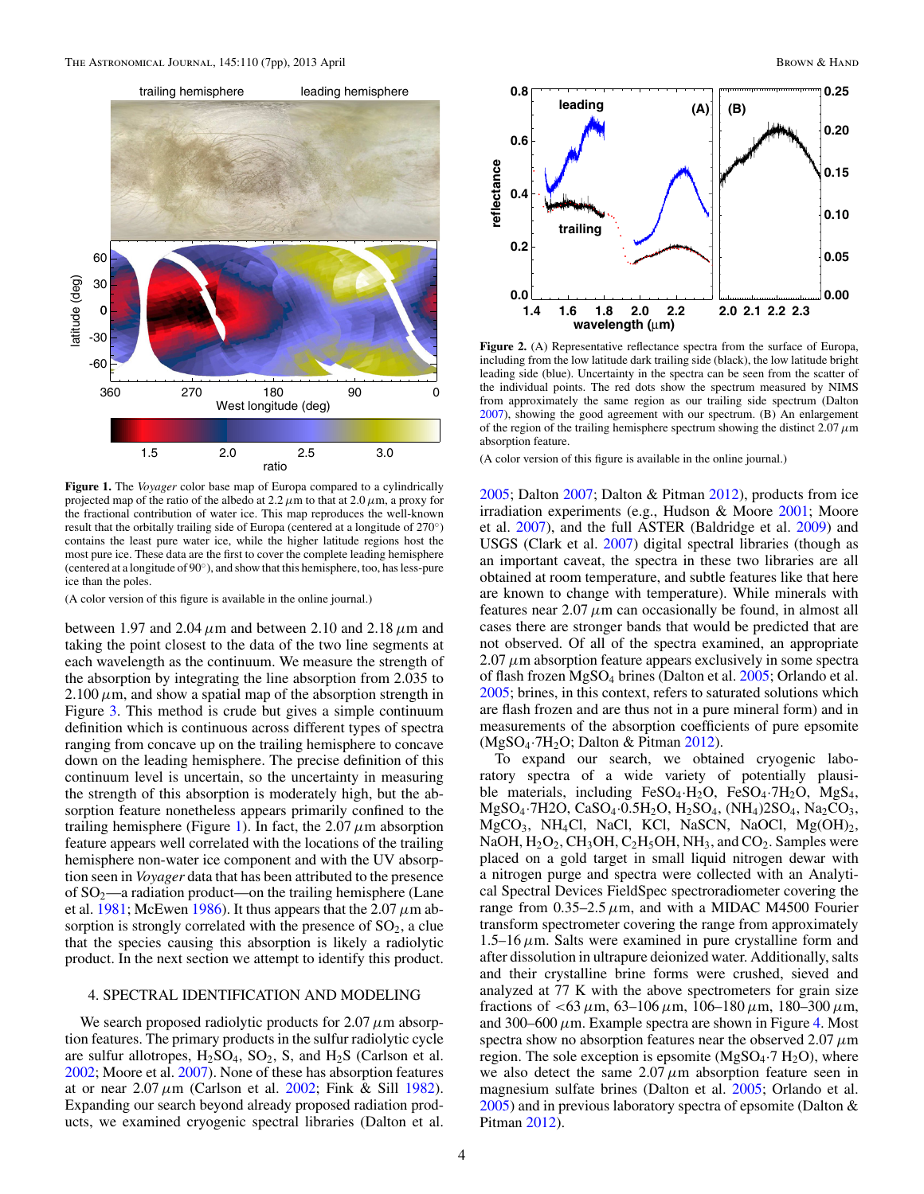**Figure 1.** The *Voyager* color base map of Europa compared to a cylindrically projected map of the ratio of the albedo at 2.2 $\mu$m to that at 2.0 $\mu$m, a proxy for the fractional contribution of water ice. This map reproduces the well-known result that the orbitally trailing side of Europa (centered at a longitude of 270°) contains the least pure water ice, while the higher latitude regions host the most pure ice. These data are the first to cover the complete leading hemisphere (centered at a longitude of 90°), and show that this hemisphere, too, has less-pure ice than the poles.

(A color version of this figure is available in the online journal.)

between 1.97 and 2.04 $\mu$m and between 2.10 and 2.18 $\mu$m and taking the point closest to the data of the two line segments at each wavelength as the continuum. We measure the strength of the absorption by integrating the line absorption from 2.035 to 2.100 $\mu$m, and show a spatial map of the absorption strength in Figure 3. This method is crude but gives a simple continuum definition which is continuous across different types of spectra ranging from concave up on the trailing hemisphere to concave down on the leading hemisphere. The precise definition of this continuum level is uncertain, so the uncertainty in measuring the strength of this absorption is moderately high, but the absorption feature nonetheless appears primarily confined to the trailing hemisphere (Figure 1). In fact, the 2.07 $\mu$m absorption feature appears well correlated with the locations of the trailing hemisphere non-water ice component and with the UV absorption seen in *Voyager* data that has been attributed to the presence of $SO_2$—a radiation product—on the trailing hemisphere (Lane et al. 1981; McEwen 1986). It thus appears that the 2.07 $\mu$m absorption is strongly correlated with the presence of $SO_2$, a clue that the species causing this absorption is likely a radiolytic product. In the next section we attempt to identify this product.

## 4. SPECTRAL IDENTIFICATION AND MODELING

We search proposed radiolytic products for 2.07 $\mu$m absorption features. The primary products in the sulfur radiolytic cycle are sulfur allotropes, $H_2SO_4$, $SO_2$, S, and $H_2S$ (Carlson et al. 2002; Moore et al. 2007). None of these has absorption features at or near 2.07 $\mu$m (Carlson et al. 2002; Fink & Sill 1982). Expanding our search beyond already proposed radiation products, we examined cryogenic spectral libraries (Dalton et al. 2005; Dalton 2007; Dalton & Pitman 2012), products from ice irradiation experiments (e.g., Hudson & Moore 2001; Moore et al. 2007), and the full ASTER (Baldridge et al. 2009) and USGS (Clark et al. 2007) digital spectral libraries (though as an important caveat, the spectra in these two libraries are all obtained at room temperature, and subtle features like that here are known to change with temperature). While minerals with features near 2.07 $\mu$m can occasionally be found, in almost all cases there are stronger bands that would be predicted that are not observed. Of all of the spectra examined, an appropriate 2.07 $\mu$m absorption feature appears exclusively in some spectra of flash frozen $MgSO_4$ brines (Dalton et al. 2005; Orlando et al. 2005; brines, in this context, refers to saturated solutions which are flash frozen and are thus not in a pure mineral form) and in measurements of the absorption coefficients of pure epsomite ($MgSO_4{\cdot}7H_2O$; Dalton & Pitman 2012).

**Figure 2.** (A) Representative reflectance spectra from the surface of Europa, including from the low latitude dark trailing side (black), the low latitude bright leading side (blue). Uncertainty in the spectra can be seen from the scatter of the individual points. The red dots show the spectrum measured by NIMS from approximately the same region as our trailing side spectrum (Dalton 2007), showing the good agreement with our spectrum. (B) An enlargement of the region of the trailing hemisphere spectrum showing the distinct 2.07 $\mu$m absorption feature.

(A color version of this figure is available in the online journal.)

To expand our search, we obtained cryogenic laboratory spectra of a wide variety of potentially plausible materials, including $FeSO_4{\cdot}H_2O$, $FeSO_4{\cdot}7H_2O$, $MgS_4$, $MgSO_4{\cdot}7H2O$, $CaSO_4{\cdot}0.5H_2O$, $H_2SO_4$, $(NH_4)2SO_4$, $Na_2CO_3$, $MgCO_3$, $NH_4Cl$, NaCl, KCl, NaSCN, NaOCl, $Mg(OH)_2$, NaOH, $H_2O_2$, $CH_3OH$, $C_2H_5OH$, $NH_3$, and $CO_2$. Samples were placed on a gold target in small liquid nitrogen dewar with a nitrogen purge and spectra were collected with an Analytical Spectral Devices FieldSpec spectroradiometer covering the range from 0.35–2.5 $\mu$m, and with a MIDAC M4500 Fourier transform spectrometer covering the range from approximately 1.5–16 $\mu$m. Salts were examined in pure crystalline form and after dissolution in ultrapure deionized water. Additionally, salts and their crystalline brine forms were crushed, sieved and analyzed at 77 K with the above spectrometers for grain size fractions of <63 $\mu$m, 63–106 $\mu$m, 106–180 $\mu$m, 180–300 $\mu$m, and 300–600 $\mu$m. Example spectra are shown in Figure 4. Most spectra show no absorption features near the observed 2.07 $\mu$m region. The sole exception is epsomite ($MgSO_4{\cdot}7\ H_2O$), where we also detect the same 2.07 $\mu$m absorption feature seen in magnesium sulfate brines (Dalton et al. 2005; Orlando et al. 2005) and in previous laboratory spectra of epsomite (Dalton & Pitman 2012).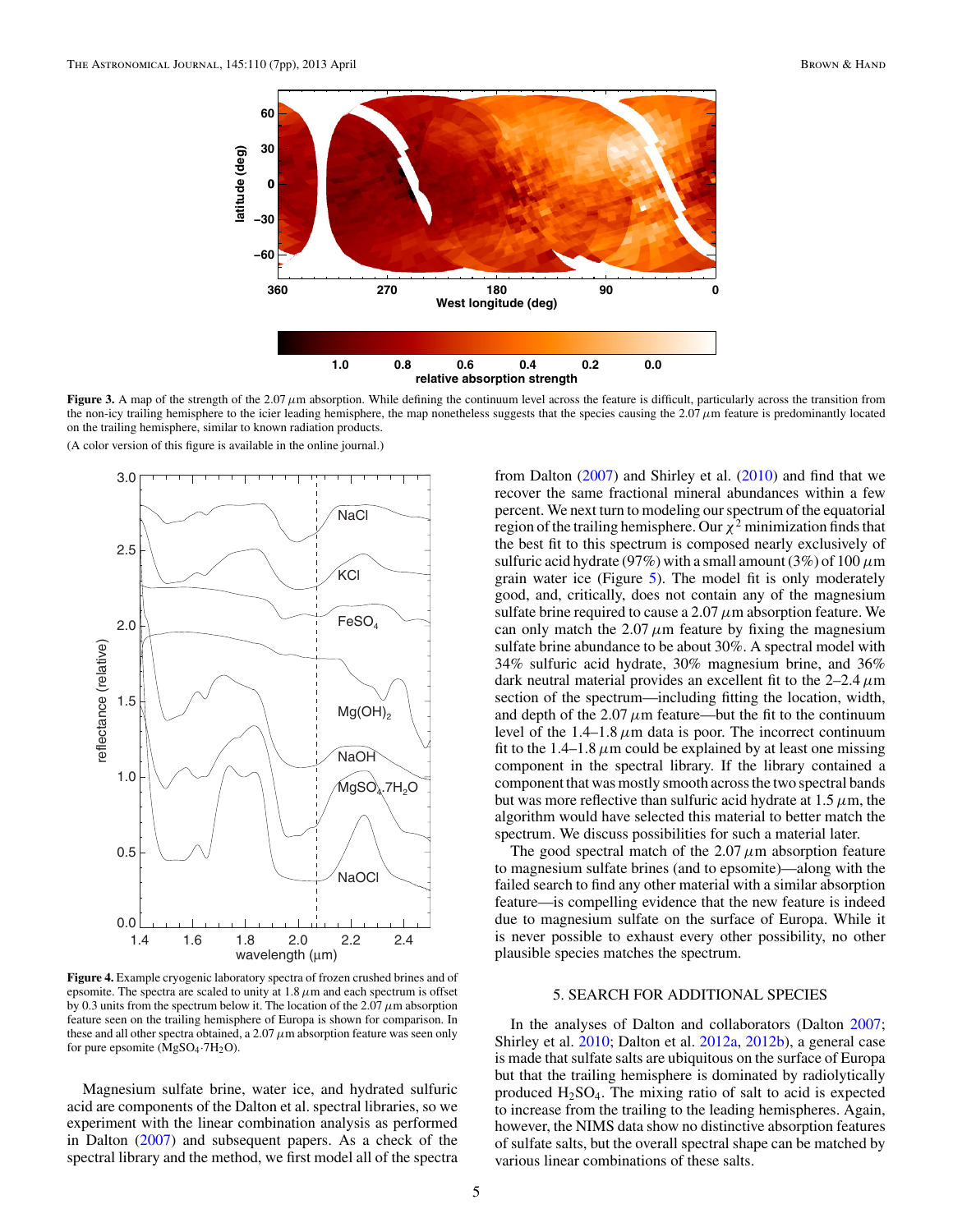**Figure 3.** A map of the strength of the 2.07 $\mu$m absorption. While defining the continuum level across the transition from the non-icy trailing hemisphere to the icier leading hemisphere, the map nonetheless suggests that the species causing the 2.07 $\mu$m feature is predominantly located on the trailing hemisphere, similar to known radiation products.

(A color version of this figure is available in the online journal.)

**Figure 4.** Example cryogenic laboratory spectra of frozen crushed brines and of epsomite. The spectra are scaled to unity at 1.8 $\mu$m and each spectrum is offset by 0.3 units from the spectrum below it. The location of the 2.07 $\mu$m absorption feature seen on the trailing hemisphere of Europa is shown for comparison. In these and all other spectra obtained, a 2.07 $\mu$m absorption feature was seen only for pure epsomite ($MgSO_4{\cdot}7H_2O$).

Magnesium sulfate brine, water ice, and hydrated sulfuric acid are components of the Dalton et al. spectral libraries, so we experiment with the linear combination analysis as performed in Dalton (2007) and subsequent papers. As a check of the spectral library and the method, we first model all of the spectra from Dalton (2007) and Shirley et al. (2010) and find that we recover the same fractional mineral abundances within a few percent. We next turn to modeling our spectrum of the equatorial region of the trailing hemisphere. Our $\chi^2$ minimization finds that the best fit to this spectrum is composed nearly exclusively of sulfuric acid hydrate (97%) with a small amount (3%) of 100 $\mu$m grain water ice (Figure 5). The model fit is only moderately good, and, critically, does not contain any of the magnesium sulfate brine required to cause a 2.07 $\mu$m absorption feature. We can only match the 2.07 $\mu$m feature by fixing the magnesium sulfate brine abundance to be about 30%. A spectral model with 34% sulfuric acid hydrate, 30% magnesium brine, and 36% dark neutral material provides an excellent fit to the 2–2.4 $\mu$m section of the spectrum—including fitting the location, width, and depth of the 2.07 $\mu$m feature—but the fit to the continuum level of the 1.4–1.8 $\mu$m data is poor. The incorrect continuum fit to the 1.4–1.8 $\mu$m could be explained by at least one missing component in the spectral library. If the library contained a component that was mostly smooth across the two spectral bands but was more reflective than sulfuric acid hydrate at 1.5 $\mu$m, the algorithm would have selected this material to better match the spectrum. We discuss possibilities for such a material later.

The good spectral match of the 2.07 $\mu$m absorption feature to magnesium sulfate brines (and to epsomite)—along with the failed search to find any other material with a similar absorption feature—is compelling evidence that the new feature is indeed due to magnesium sulfate on the surface of Europa. While it is never possible to exhaust every other possibility, no other plausible species matches the spectrum.

## 5. SEARCH FOR ADDITIONAL SPECIES

In the analyses of Dalton and collaborators (Dalton 2007; Shirley et al. 2010; Dalton et al. 2012a, 2012b), a general case is made that sulfate salts are ubiquitous on the surface of Europa but that the trailing hemisphere is dominated by radiolytically produced $H_2SO_4$. The mixing ratio of salt to acid is expected to increase from the trailing to the leading hemispheres. Again, however, the NIMS data show no distinctive absorption features of sulfate salts, but the overall spectral shape can be matched by various linear combinations of these salts.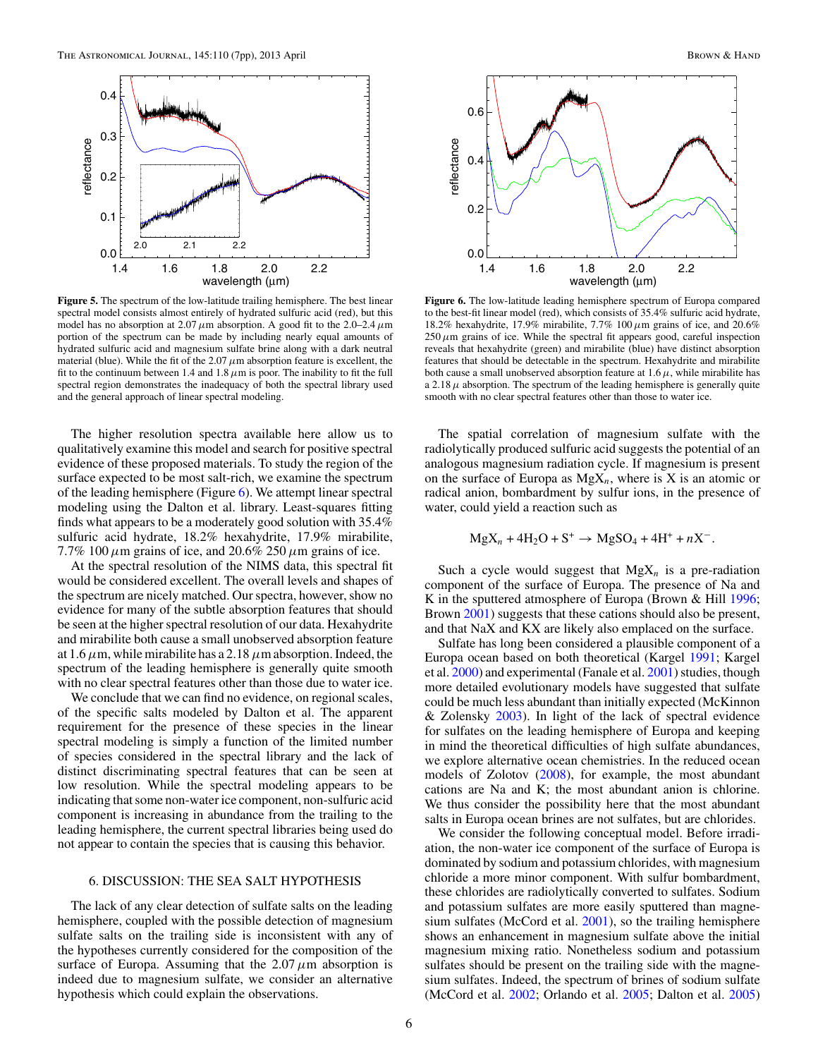Figure 5. The spectrum of the low-latitude trailing hemisphere. The best linear spectral model consists almost entirely of hydrated sulfuric acid (red), but this model has no absorption at 2.07 $\mu$m absorption. A good fit to the 2.0–2.4 $\mu$m portion of the spectrum can be made by including nearly equal amounts of hydrated sulfuric acid and magnesium sulfate brine along with a dark neutral material (blue). While the fit of the 2.07 $\mu$m absorption feature is excellent, the fit to the continuum between 1.4 and 1.8 $\mu$m is poor. The inability to fit the full spectral region demonstrates the inadequacy of both the spectral library used and the general approach of linear spectral modeling.

Figure 6. The low-latitude leading hemisphere spectrum of Europa compared to the best-fit linear model (red), which consists of 35.4% sulfuric acid hydrate, 18.2% hexahydrite, 17.9% mirabilite, 7.7% 100 $\mu$m grains of ice, and 20.6% 250 $\mu$m grains of ice. While the spectral fit appears good, careful inspection reveals that hexahydrite (green) and mirabilite (blue) have distinct absorption features that should be detectable in the spectrum. Hexahydrite and mirabilite both cause a small unobserved absorption feature at 1.6 $\mu$, while mirabilite has a 2.18 $\mu$ absorption. The spectrum of the leading hemisphere is generally quite smooth with no clear spectral features other than those to water ice.

The higher resolution spectra available here allow us to qualitatively examine this model and search for positive spectral evidence of these proposed materials. To study the region of the surface expected to be most salt-rich, we examine the spectrum of the leading hemisphere (Figure 6). We attempt linear spectral modeling using the Dalton et al. library. Least-squares fitting finds what appears to be a moderately good solution with 35.4% sulfuric acid hydrate, 18.2% hexahydrite, 17.9% mirabilite, 7.7% 100 $\mu$m grains of ice, and 20.6% 250 $\mu$m grains of ice.

At the spectral resolution of the NIMS data, this spectral fit would be considered excellent. The overall levels and shapes of the spectrum are nicely matched. Our spectra, however, show no evidence for many of the subtle absorption features that should be seen at the higher spectral resolution of our data. Hexahydrite and mirabilite both cause a small unobserved absorption feature at 1.6 $\mu$m, while mirabilite has a 2.18 $\mu$m absorption. Indeed, the spectrum of the leading hemisphere is generally quite smooth with no clear spectral features other than those due to water ice.

We conclude that we can find no evidence, on regional scales, of the specific salts modeled by Dalton et al. The apparent requirement for the presence of these species in the linear spectral modeling is simply a function of the limited number of species considered in the spectral library and the lack of distinct discriminating spectral features that can be seen at low resolution. While the spectral modeling appears to be indicating that some non-water ice component, non-sulfuric acid component is increasing in abundance from the trailing to the leading hemisphere, the current spectral libraries being used do not appear to contain the species that is causing this behavior.

## 6. DISCUSSION: THE SEA SALT HYPOTHESIS

The lack of any clear detection of sulfate salts on the leading hemisphere, coupled with the possible detection of magnesium sulfate salts on the trailing side is inconsistent with any of the hypotheses currently considered for the composition of the surface of Europa. Assuming that the 2.07 $\mu$m absorption is indeed due to magnesium sulfate, we consider an alternative hypothesis which could explain the observations.

The spatial correlation of magnesium sulfate with the radiolytically produced sulfuric acid suggests the potential of an analogous magnesium radiation cycle. If magnesium is present on the surface of Europa as $MgX_n$, where is X is an atomic or radical anion, bombardment by sulfur ions, in the presence of water, could yield a reaction such as

$$MgX_n + 4H_2O + S^+ \rightarrow MgSO_4 + 4H^+ + nX^-.$$

Such a cycle would suggest that $MgX_n$ is a pre-radiation component of the surface of Europa. The presence of Na and K in the sputtered atmosphere of Europa (Brown & Hill 1996; Brown 2001) suggests that these cations should also be present, and that NaX and KX are likely also emplaced on the surface.

Sulfate has long been considered a plausible component of a Europa ocean based on both theoretical (Kargel 1991; Kargel et al. 2000) and experimental (Fanale et al. 2001) studies, though more detailed evolutionary models have suggested that sulfate could be much less abundant than initially expected (McKinnon & Zolensky 2003). In light of the lack of spectral evidence for sulfates on the leading hemisphere of Europa and keeping in mind the theoretical difficulties of high sulfate abundances, we explore alternative ocean chemistries. In the reduced ocean models of Zolotov (2008), for example, the most abundant cations are Na and K; the most abundant anion is chlorine. We thus consider the possibility here that the most abundant salts in Europa ocean brines are not sulfates, but are chlorides.

We consider the following conceptual model. Before irradiation, the non-water ice component of the surface of Europa is dominated by sodium and potassium chlorides, with magnesium chloride a more minor component. With sulfur bombardment, these chlorides are radiolytically converted to sulfates. Sodium and potassium sulfates are more easily sputtered than magnesium sulfates (McCord et al. 2001), so the trailing hemisphere shows an enhancement in magnesium sulfate above the initial magnesium mixing ratio. Nonetheless sodium and potassium sulfates should be present on the trailing side with the magnesium sulfates. Indeed, the spectrum of brines of sodium sulfate (McCord et al. 2002; Orlando et al. 2005; Dalton et al. 2005)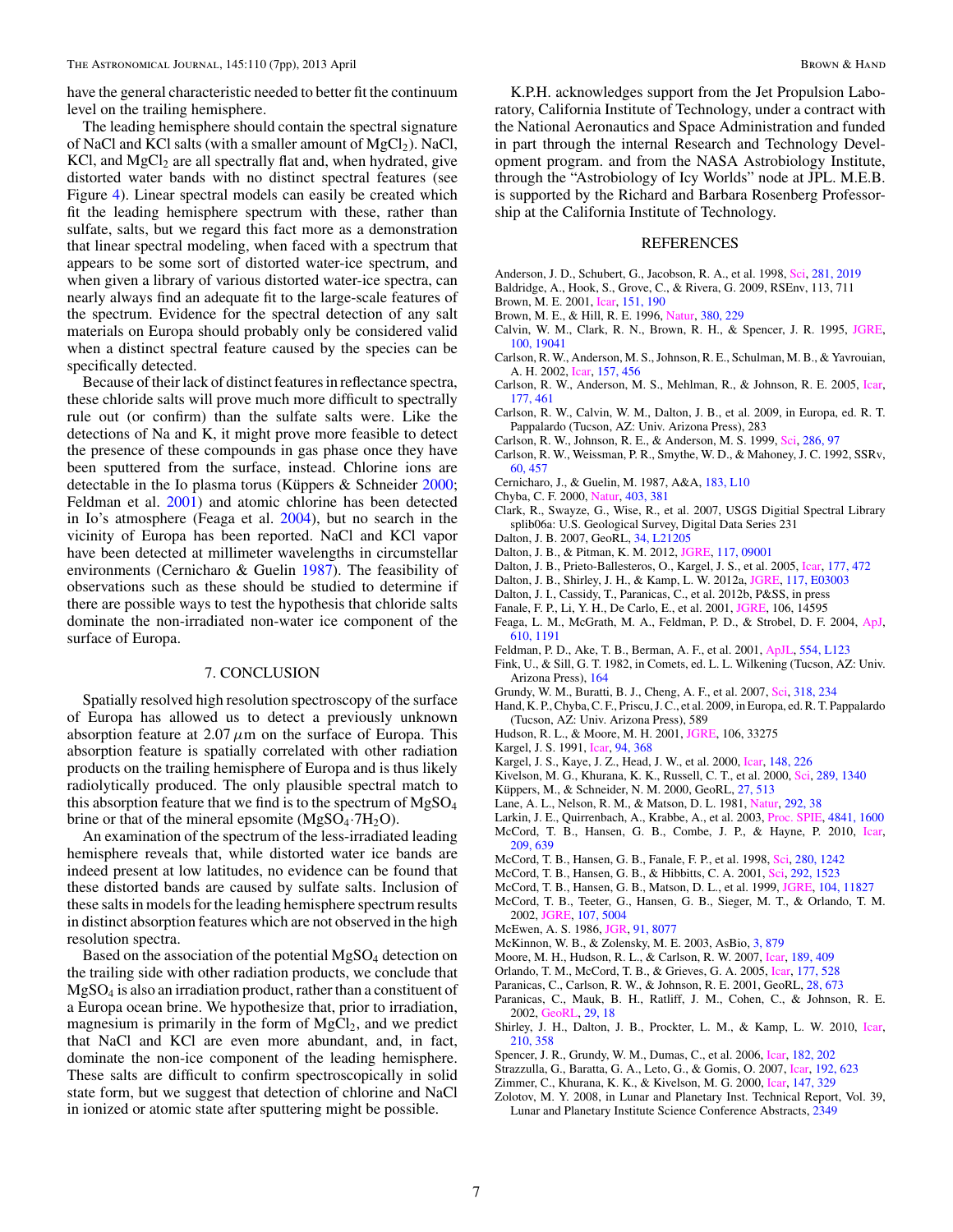have the general characteristic needed to better fit the continuum level on the trailing hemisphere.

The leading hemisphere should contain the spectral signature of NaCl and KCl salts (with a smaller amount of $MgCl_2$). NaCl, KCl, and $MgCl_2$ are all spectrally flat and, when hydrated, give distorted water bands with no distinct spectral features (see Figure 4). Linear spectral models can easily be created which fit the leading hemisphere spectrum with these, rather than sulfate, salts, but we regard this fact more as a demonstration that linear spectral modeling, when faced with a spectrum that appears to be some sort of distorted water-ice spectrum, and when given a library of various distorted water-ice spectra, can nearly always find an adequate fit to the large-scale features of the spectrum. Evidence for the spectral detection of any salt materials on Europa should probably only be considered valid when a distinct spectral feature caused by the species can be specifically detected.

Because of their lack of distinct features in reflectance spectra, these chloride salts will prove much more difficult to spectrally rule out (or confirm) than the sulfate salts were. Like the detections of Na and K, it might prove more feasible to detect the presence of these compounds in gas phase once they have been sputtered from the surface, instead. Chlorine ions are detectable in the Io plasma torus (Küppers & Schneider 2000; Feldman et al. 2001) and atomic chlorine has been detected in Io's atmosphere (Feaga et al. 2004), but no search in the vicinity of Europa has been reported. NaCl and KCl vapor have been detected at millimeter wavelengths in circumstellar environments (Cernicharo & Guelin 1987). The feasibility of observations such as these should be studied to determine if there are possible ways to test the hypothesis that chloride salts dominate the non-irradiated non-water ice component of the surface of Europa.

## 7. CONCLUSION

Spatially resolved high resolution spectroscopy of the surface of Europa has allowed us to detect a previously unknown absorption feature at 2.07 $\mu$m on the surface of Europa. This absorption feature is spatially correlated with other radiation products on the trailing hemisphere of Europa and is thus likely radiolytically produced. The only plausible spectral match to this absorption feature that we find is to the spectrum of $MgSO_4$ brine or that of the mineral epsomite ($MgSO_4{\cdot}7H_2O$).

An examination of the spectrum of the less-irradiated leading hemisphere reveals that, while distorted water ice bands are indeed present at low latitudes, no evidence can be found that these distorted bands are caused by sulfate salts. Inclusion of these salts in models for the leading hemisphere spectrum results in distinct absorption features which are not observed in the high resolution spectra.

Based on the association of the potential $MgSO_4$ detection on the trailing side with other radiation products, we conclude that $MgSO_4$ is also an irradiation product, rather than a constituent of a Europa ocean brine. We hypothesize that, prior to irradiation, magnesium is primarily in the form of $MgCl_2$, and we predict that NaCl and KCl are even more abundant, and, in fact, dominate the non-ice component of the leading hemisphere. These salts are difficult to confirm spectroscopically in solid state form, but we suggest that detection of chlorine and NaCl in ionized or atomic state after sputtering might be possible.

K.P.H. acknowledges support from the Jet Propulsion Laboratory, California Institute of Technology, under a contract with the National Aeronautics and Space Administration and funded in part through the internal Research and Technology Development program. and from the NASA Astrobiology Institute, through the "Astrobiology of Icy Worlds" node at JPL. M.E.B. is supported by the Richard and Barbara Rosenberg Professorship at the California Institute of Technology.

## REFERENCES

Anderson, J. D., Schubert, G., Jacobson, R. A., et al. 1998, Sci, 281, 2019
Baldridge, A., Hook, S., Grove, C., & Rivera, G. 2009, RSEnv, 113, 711
Brown, M. E. 2001, Icar, 151, 190
Brown, M. E., & Hill, R. E. 1996, Natur, 380, 229
Calvin, W. M., Clark, R. N., Brown, R. H., & Spencer, J. R. 1995, JGRE, 100, 19041
Carlson, R. W., Anderson, M. S., Johnson, R. E., Schulman, M. B., & Yavrouian, A. H. 2002, Icar, 157, 456
Carlson, R. W., Anderson, M. S., Mehlman, R., & Johnson, R. E. 2005, Icar, 177, 461
Carlson, R. W., Calvin, W. M., Dalton, J. B., et al. 2009, in Europa, ed. R. T. Pappalardo (Tucson, AZ: Univ. Arizona Press), 283
Carlson, R. W., Johnson, R. E., & Anderson, M. S. 1999, Sci, 286, 97
Carlson, R. W., Weissman, P. R., Smythe, W. D., & Mahoney, J. C. 1992, SSRv, 60, 457
Cernicharo, J., & Guelin, M. 1987, A&A, 183, L10
Chyba, C. F. 2000, Natur, 403, 381
Clark, R., Swayze, G., Wise, R., et al. 2007, USGS Digitial Spectral Library splib06a: U.S. Geological Survey, Digital Data Series 231
Dalton, J. B. 2007, GeoRL, 34, L21205
Dalton, J. B., & Pitman, K. M. 2012, JGRE, 117, 09001
Dalton, J. B., Prieto-Ballesteros, O., Kargel, J. S., et al. 2005, Icar, 177, 472
Dalton, J. B., Shirley, J. H., & Kamp, L. W. 2012a, JGRE, 117, E03003
Dalton, J. I., Cassidy, T., Paranicas, C., et al. 2012b, P&SS, in press
Fanale, F. P., Li, Y. H., De Carlo, E., et al. 2001, JGRE, 106, 14595
Feaga, L. M., McGrath, M. A., Feldman, P. D., & Strobel, D. F. 2004, ApJ, 610, 1191
Feldman, P. D., Ake, T. B., Berman, A. F., et al. 2001, ApJL, 554, L123
Fink, U., & Sill, G. T. 1982, in Comets, ed. L. L. Wilkening (Tucson, AZ: Univ. Arizona Press), 164
Grundy, W. M., Buratti, B. J., Cheng, A. F., et al. 2007, Sci, 318, 234
Hand, K. P., Chyba, C. F., Priscu, J. C., et al. 2009, in Europa, ed. R. T. Pappalardo (Tucson, AZ: Univ. Arizona Press), 589
Hudson, R. L., & Moore, M. H. 2001, JGRE, 106, 33275
Kargel, J. S. 1991, Icar, 94, 368
Kargel, J. S., Kaye, J. Z., Head, J. W., et al. 2000, Icar, 148, 226
Kivelson, M. G., Khurana, K. K., Russell, C. T., et al. 2000, Sci, 289, 1340
Küppers, M., & Schneider, N. M. 2000, GeoRL, 27, 513
Lane, A. L., Nelson, R. M., & Matson, D. L. 1981, Natur, 292, 38
Larkin, J. E., Quirrenbach, A., Krabbe, A., et al. 2003, Proc. SPIE, 4841, 1600
McCord, T. B., Hansen, G. B., Combe, J. P., & Hayne, P. 2010, Icar, 209, 639
McCord, T. B., Hansen, G. B., Fanale, F. P., et al. 1998, Sci, 280, 1242
McCord, T. B., Hansen, G. B., & Hibbitts, C. A. 2001, Sci, 292, 1523
McCord, T. B., Hansen, G. B., Matson, D. L., et al. 1999, JGRE, 104, 11827
McCord, T. B., Teeter, G., Hansen, G. B., Sieger, M. T., & Orlando, T. M. 2002, JGRE, 107, 5004
McEwen, A. S. 1986, JGR, 91, 8077
McKinnon, W. B., & Zolensky, M. E. 2003, AsBio, 3, 879
Moore, M. H., Hudson, R. L., & Carlson, R. W. 2007, Icar, 189, 409
Orlando, T. M., McCord, T. B., & Grieves, G. A. 2005, Icar, 177, 528
Paranicas, C., Carlson, R. W., & Johnson, R. E. 2001, GeoRL, 28, 673
Paranicas, C., Mauk, B. H., Ratliff, J. M., Cohen, C., & Johnson, R. E. 2002, GeoRL, 29, 18
Shirley, J. H., Dalton, J. B., Prockter, L. M., & Kamp, L. W. 2010, Icar, 210, 358
Spencer, J. R., Grundy, W. M., Dumas, C., et al. 2006, Icar, 182, 202
Strazzulla, G., Baratta, G. A., Leto, G., & Gomis, O. 2007, Icar, 192, 623
Zimmer, C., Khurana, K. K., & Kivelson, M. G. 2000, Icar, 147, 329
Zolotov, M. Y. 2008, in Lunar and Planetary Inst. Technical Report, Vol. 39, Lunar and Planetary Institute Science Conference Abstracts, 2349